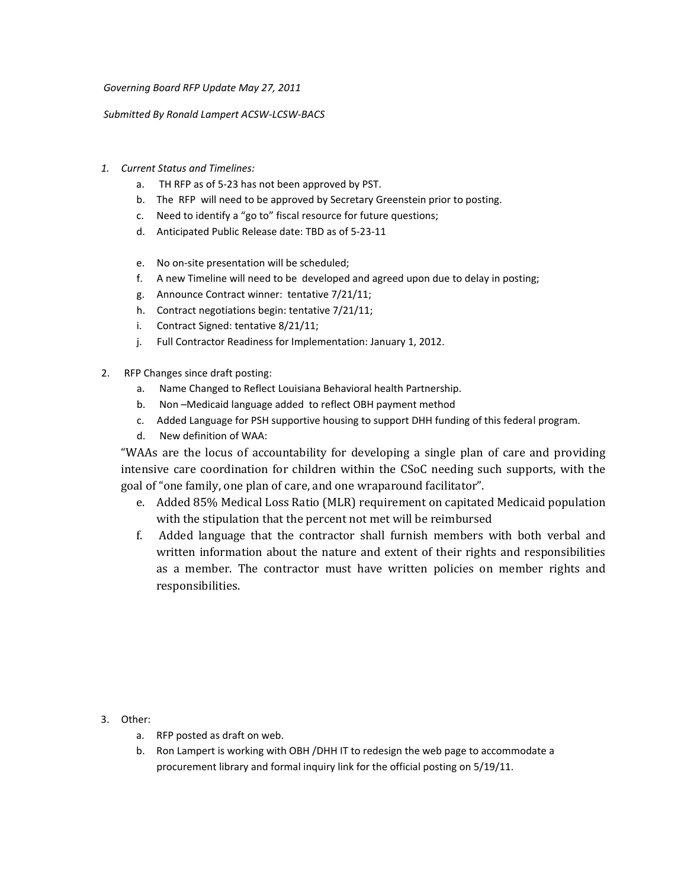*Governing Board RFP Update May 27, 2011*

*Submitted By Ronald Lampert ACSW-LCSW-BACS*

1. *Current Status and Timelines:*
   a. TH RFP as of 5-23 has not been approved by PST.
   b. The RFP will need to be approved by Secretary Greenstein prior to posting.
   c. Need to identify a "go to" fiscal resource for future questions;
   d. Anticipated Public Release date: TBD as of 5-23-11

   e. No on-site presentation will be scheduled;
   f. A new Timeline will need to be developed and agreed upon due to delay in posting;
   g. Announce Contract winner: tentative 7/21/11;
   h. Contract negotiations begin: tentative 7/21/11;
   i. Contract Signed: tentative 8/21/11;
   j. Full Contractor Readiness for Implementation: January 1, 2012.

2. RFP Changes since draft posting:
   a. Name Changed to Reflect Louisiana Behavioral health Partnership.
   b. Non –Medicaid language added to reflect OBH payment method
   c. Added Language for PSH supportive housing to support DHH funding of this federal program.
   d. New definition of WAA:

   "WAAs are the locus of accountability for developing a single plan of care and providing intensive care coordination for children within the CSoC needing such supports, with the goal of "one family, one plan of care, and one wraparound facilitator".

   e. Added 85% Medical Loss Ratio (MLR) requirement on capitated Medicaid population with the stipulation that the percent not met will be reimbursed
   f. Added language that the contractor shall furnish members with both verbal and written information about the nature and extent of their rights and responsibilities as a member. The contractor must have written policies on member rights and responsibilities.

3. Other:
   a. RFP posted as draft on web.
   b. Ron Lampert is working with OBH /DHH IT to redesign the web page to accommodate a procurement library and formal inquiry link for the official posting on 5/19/11.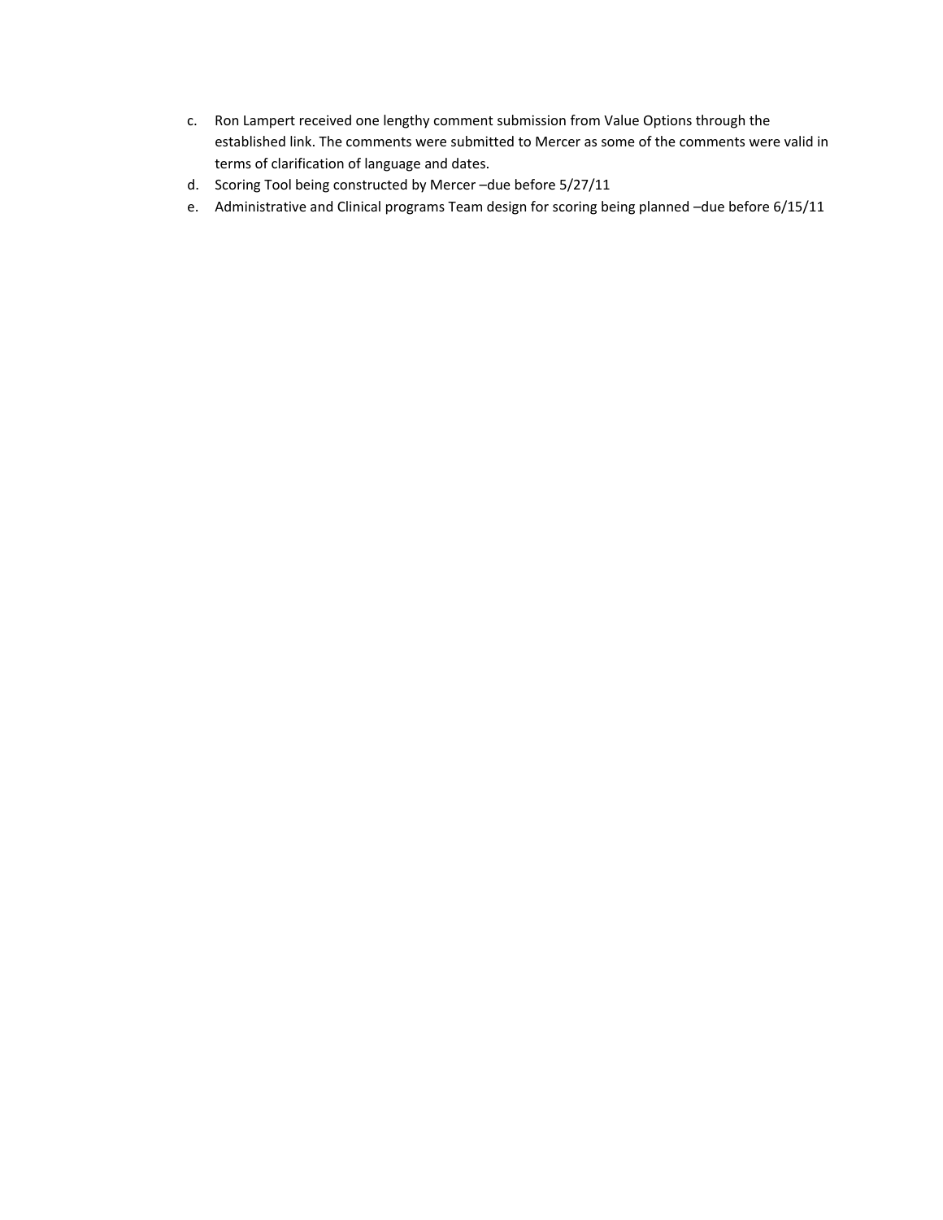c. Ron Lampert received one lengthy comment submission from Value Options through the established link. The comments were submitted to Mercer as some of the comments were valid in terms of clarification of language and dates.
d. Scoring Tool being constructed by Mercer –due before 5/27/11
e. Administrative and Clinical programs Team design for scoring being planned –due before 6/15/11